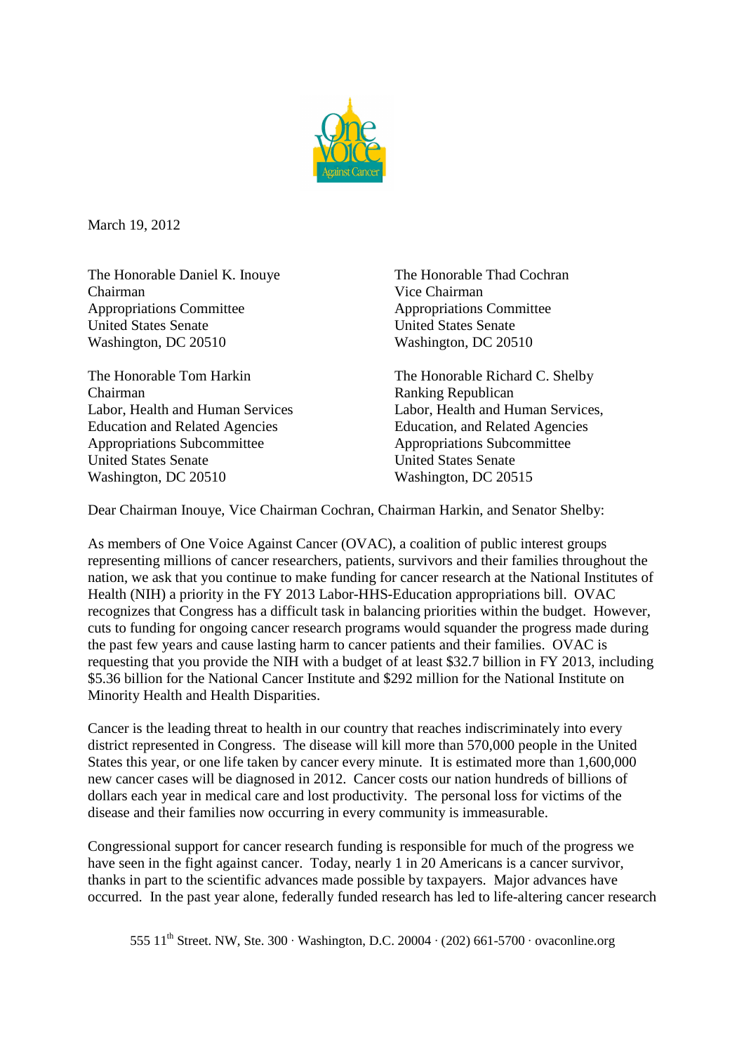March 19, 2012

The Honorable Daniel K. Inouye
Chairman
Appropriations Committee
United States Senate
Washington, DC 20510

The Honorable Thad Cochran
Vice Chairman
Appropriations Committee
United States Senate
Washington, DC 20510

The Honorable Tom Harkin
Chairman
Labor, Health and Human Services
Education and Related Agencies
Appropriations Subcommittee
United States Senate
Washington, DC 20510

The Honorable Richard C. Shelby
Ranking Republican
Labor, Health and Human Services,
Education, and Related Agencies
Appropriations Subcommittee
United States Senate
Washington, DC 20515

Dear Chairman Inouye, Vice Chairman Cochran, Chairman Harkin, and Senator Shelby:

As members of One Voice Against Cancer (OVAC), a coalition of public interest groups representing millions of cancer researchers, patients, survivors and their families throughout the nation, we ask that you continue to make funding for cancer research at the National Institutes of Health (NIH) a priority in the FY 2013 Labor-HHS-Education appropriations bill. OVAC recognizes that Congress has a difficult task in balancing priorities within the budget. However, cuts to funding for ongoing cancer research programs would squander the progress made during the past few years and cause lasting harm to cancer patients and their families. OVAC is requesting that you provide the NIH with a budget of at least \$32.7 billion in FY 2013, including \$5.36 billion for the National Cancer Institute and \$292 million for the National Institute on Minority Health and Health Disparities.

Cancer is the leading threat to health in our country that reaches indiscriminately into every district represented in Congress. The disease will kill more than 570,000 people in the United States this year, or one life taken by cancer every minute. It is estimated more than 1,600,000 new cancer cases will be diagnosed in 2012. Cancer costs our nation hundreds of billions of dollars each year in medical care and lost productivity. The personal loss for victims of the disease and their families now occurring in every community is immeasurable.

Congressional support for cancer research funding is responsible for much of the progress we have seen in the fight against cancer. Today, nearly 1 in 20 Americans is a cancer survivor, thanks in part to the scientific advances made possible by taxpayers. Major advances have occurred. In the past year alone, federally funded research has led to life-altering cancer research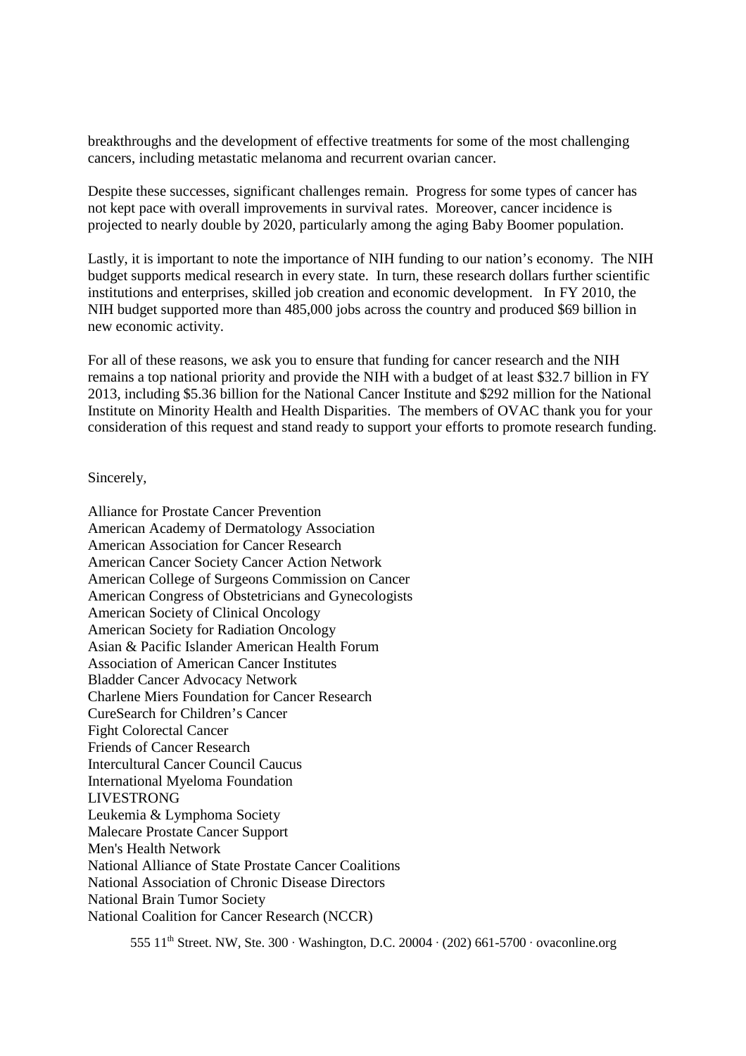breakthroughs and the development of effective treatments for some of the most challenging cancers, including metastatic melanoma and recurrent ovarian cancer.

Despite these successes, significant challenges remain. Progress for some types of cancer has not kept pace with overall improvements in survival rates. Moreover, cancer incidence is projected to nearly double by 2020, particularly among the aging Baby Boomer population.

Lastly, it is important to note the importance of NIH funding to our nation's economy. The NIH budget supports medical research in every state. In turn, these research dollars further scientific institutions and enterprises, skilled job creation and economic development. In FY 2010, the NIH budget supported more than 485,000 jobs across the country and produced $69 billion in new economic activity.

For all of these reasons, we ask you to ensure that funding for cancer research and the NIH remains a top national priority and provide the NIH with a budget of at least $32.7 billion in FY 2013, including $5.36 billion for the National Cancer Institute and $292 million for the National Institute on Minority Health and Health Disparities. The members of OVAC thank you for your consideration of this request and stand ready to support your efforts to promote research funding.

Sincerely,

Alliance for Prostate Cancer Prevention
American Academy of Dermatology Association
American Association for Cancer Research
American Cancer Society Cancer Action Network
American College of Surgeons Commission on Cancer
American Congress of Obstetricians and Gynecologists
American Society of Clinical Oncology
American Society for Radiation Oncology
Asian & Pacific Islander American Health Forum
Association of American Cancer Institutes
Bladder Cancer Advocacy Network
Charlene Miers Foundation for Cancer Research
CureSearch for Children's Cancer
Fight Colorectal Cancer
Friends of Cancer Research
Intercultural Cancer Council Caucus
International Myeloma Foundation
LIVESTRONG
Leukemia & Lymphoma Society
Malecare Prostate Cancer Support
Men's Health Network
National Alliance of State Prostate Cancer Coalitions
National Association of Chronic Disease Directors
National Brain Tumor Society
National Coalition for Cancer Research (NCCR)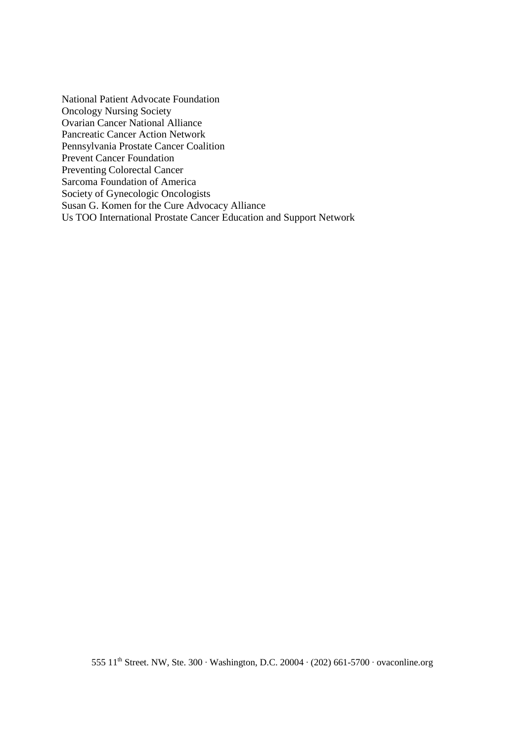National Patient Advocate Foundation
Oncology Nursing Society
Ovarian Cancer National Alliance
Pancreatic Cancer Action Network
Pennsylvania Prostate Cancer Coalition
Prevent Cancer Foundation
Preventing Colorectal Cancer
Sarcoma Foundation of America
Society of Gynecologic Oncologists
Susan G. Komen for the Cure Advocacy Alliance
Us TOO International Prostate Cancer Education and Support Network